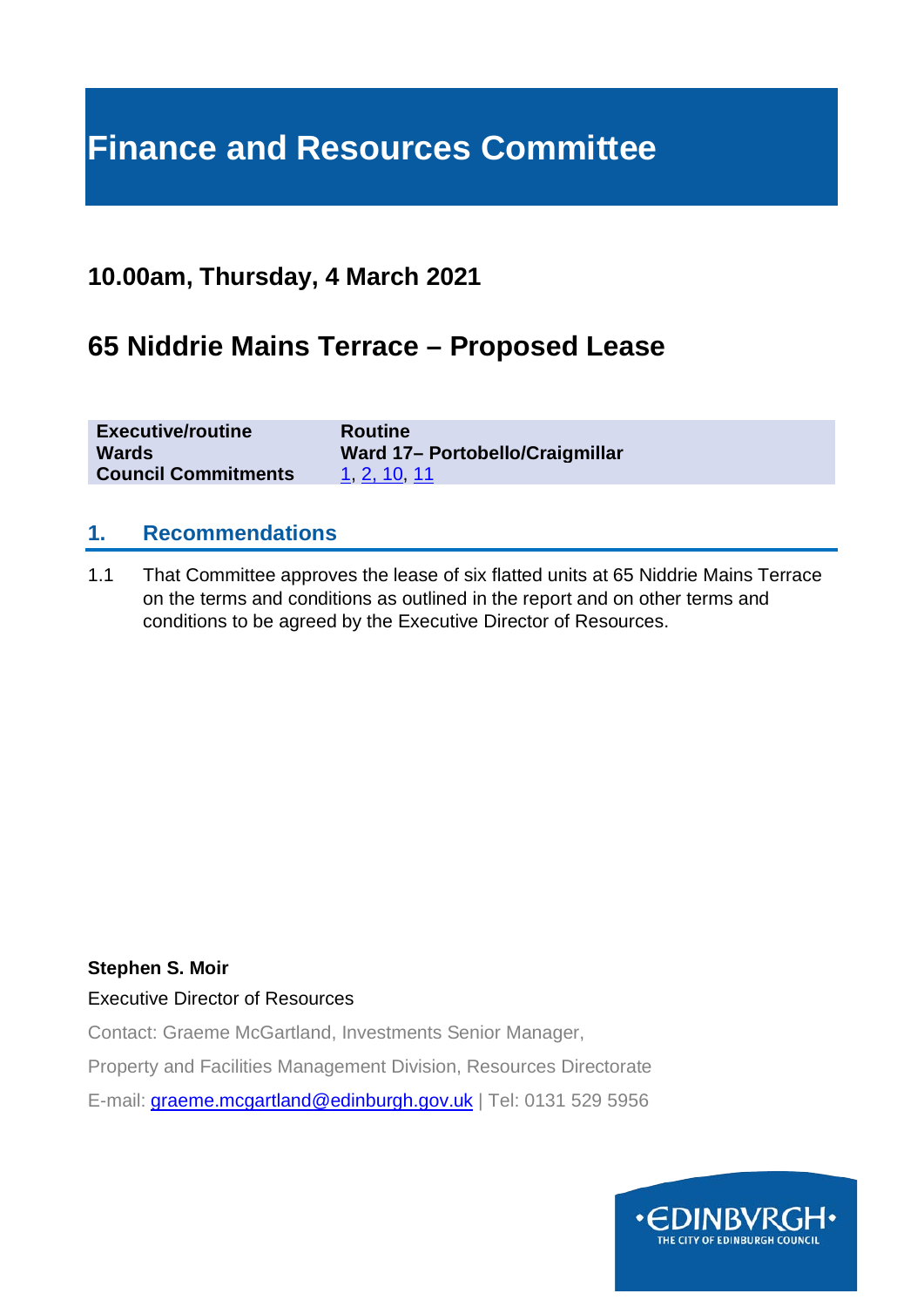# Finance and Resources Committee

## 10.00am, Thursday, 4 March 2021

## 65 Niddrie Mains Terrace – Proposed Lease

| | |
|---|---|
| **Executive/routine** | **Routine** |
| **Wards** | **Ward 17– Portobello/Craigmillar** |
| **Council Commitments** | 1, 2, 10, 11 |

### 1. Recommendations

1.1 That Committee approves the lease of six flatted units at 65 Niddrie Mains Terrace on the terms and conditions as outlined in the report and on other terms and conditions to be agreed by the Executive Director of Resources.

**Stephen S. Moir**

Executive Director of Resources

Contact: Graeme McGartland, Investments Senior Manager,

Property and Facilities Management Division, Resources Directorate

E-mail: graeme.mcgartland@edinburgh.gov.uk | Tel: 0131 529 5956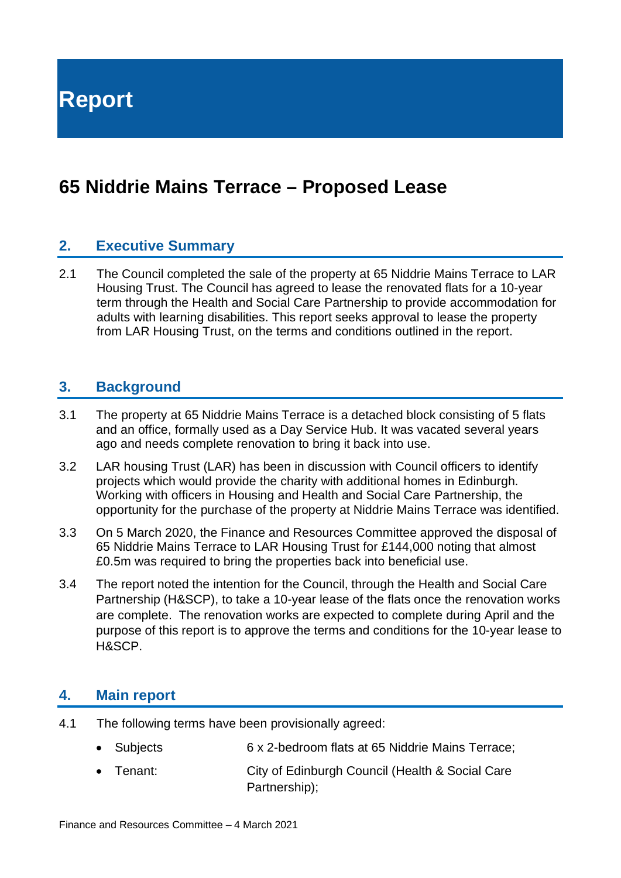# Report

## 65 Niddrie Mains Terrace – Proposed Lease

### 2. Executive Summary

2.1 The Council completed the sale of the property at 65 Niddrie Mains Terrace to LAR Housing Trust. The Council has agreed to lease the renovated flats for a 10-year term through the Health and Social Care Partnership to provide accommodation for adults with learning disabilities. This report seeks approval to lease the property from LAR Housing Trust, on the terms and conditions outlined in the report.

### 3. Background

3.1 The property at 65 Niddrie Mains Terrace is a detached block consisting of 5 flats and an office, formally used as a Day Service Hub. It was vacated several years ago and needs complete renovation to bring it back into use.

3.2 LAR housing Trust (LAR) has been in discussion with Council officers to identify projects which would provide the charity with additional homes in Edinburgh. Working with officers in Housing and Health and Social Care Partnership, the opportunity for the purchase of the property at Niddrie Mains Terrace was identified.

3.3 On 5 March 2020, the Finance and Resources Committee approved the disposal of 65 Niddrie Mains Terrace to LAR Housing Trust for £144,000 noting that almost £0.5m was required to bring the properties back into beneficial use.

3.4 The report noted the intention for the Council, through the Health and Social Care Partnership (H&SCP), to take a 10-year lease of the flats once the renovation works are complete. The renovation works are expected to complete during April and the purpose of this report is to approve the terms and conditions for the 10-year lease to H&SCP.

### 4. Main report

4.1 The following terms have been provisionally agreed:

- Subjects 6 x 2-bedroom flats at 65 Niddrie Mains Terrace;
- Tenant: City of Edinburgh Council (Health & Social Care Partnership);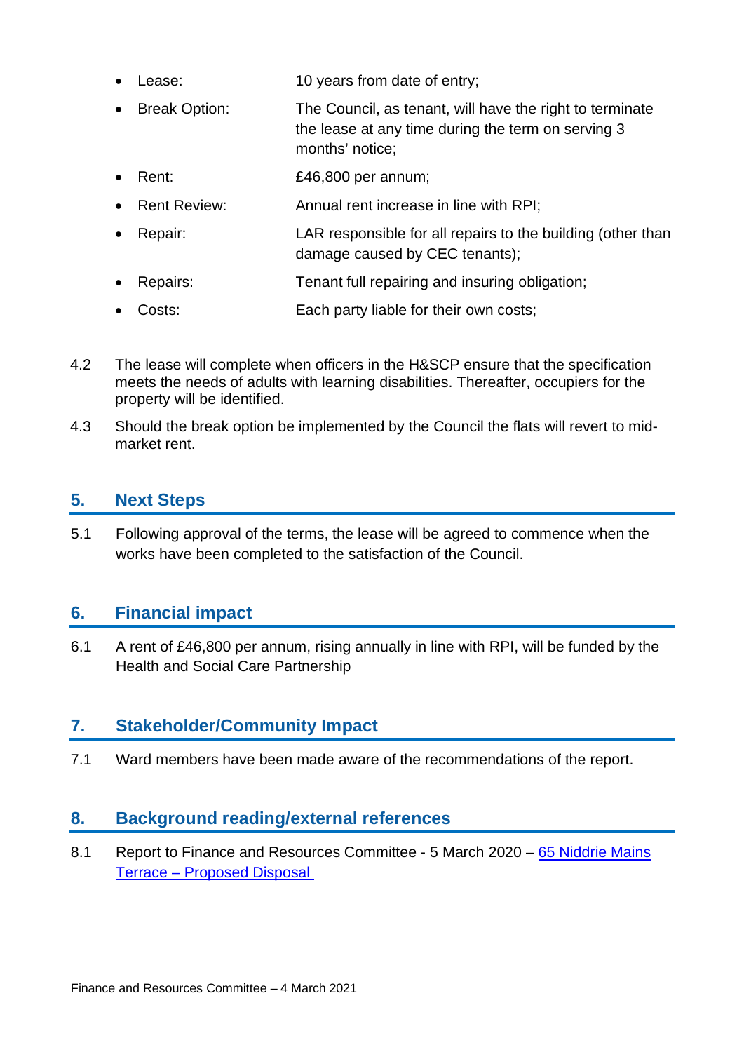- Lease: 10 years from date of entry;
- Break Option: The Council, as tenant, will have the right to terminate the lease at any time during the term on serving 3 months' notice;
- Rent: £46,800 per annum;
- Rent Review: Annual rent increase in line with RPI;
- Repair: LAR responsible for all repairs to the building (other than damage caused by CEC tenants);
- Repairs: Tenant full repairing and insuring obligation;
- Costs: Each party liable for their own costs;

4.2 The lease will complete when officers in the H&SCP ensure that the specification meets the needs of adults with learning disabilities. Thereafter, occupiers for the property will be identified.

4.3 Should the break option be implemented by the Council the flats will revert to mid-market rent.

## 5. Next Steps

5.1 Following approval of the terms, the lease will be agreed to commence when the works have been completed to the satisfaction of the Council.

## 6. Financial impact

6.1 A rent of £46,800 per annum, rising annually in line with RPI, will be funded by the Health and Social Care Partnership

## 7. Stakeholder/Community Impact

7.1 Ward members have been made aware of the recommendations of the report.

## 8. Background reading/external references

8.1 Report to Finance and Resources Committee - 5 March 2020 – 65 Niddrie Mains Terrace – Proposed Disposal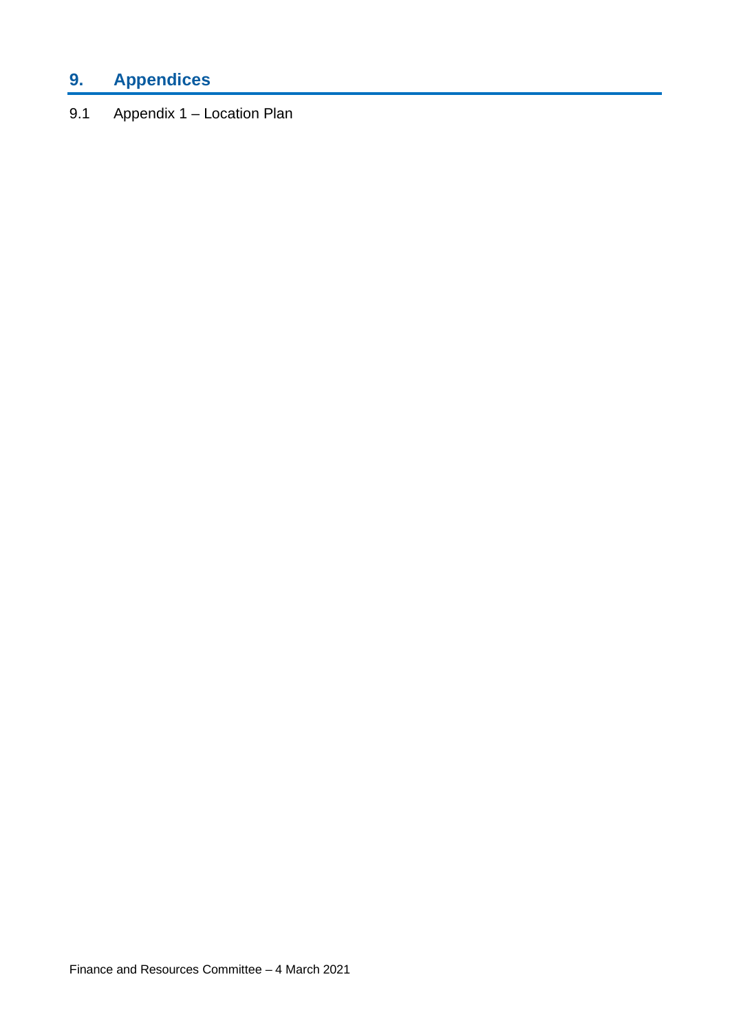## 9. Appendices

9.1 Appendix 1 – Location Plan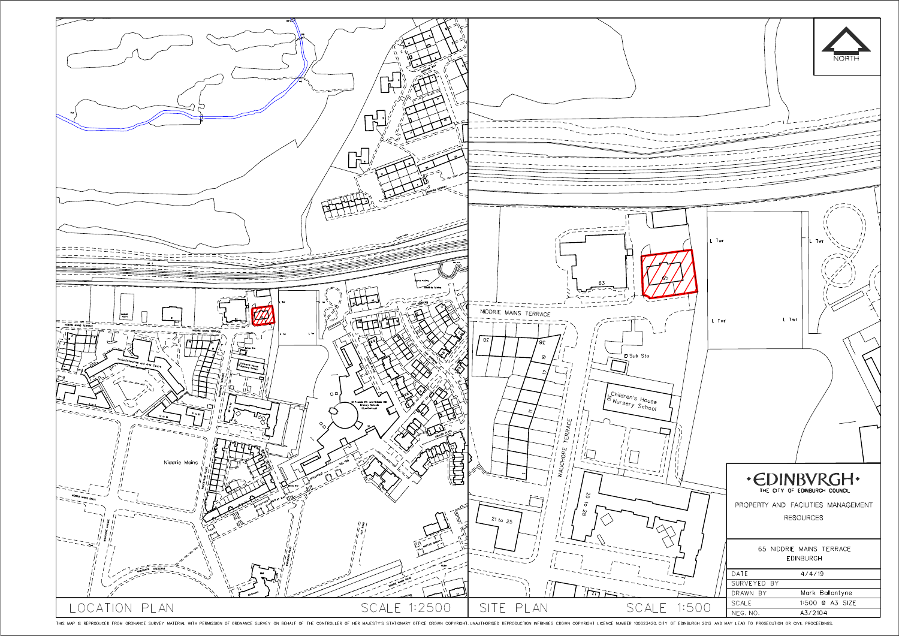LOCATION PLAN SCALE 1:2500

SITE PLAN SCALE 1:500

NORTH

NIDDRIE MAINS TERRACE

WAUCHOPE TERRACE

63

65

L Twr

El Sub Sta

Children's House Nursery School

20 to 28

21 to 25

Niddrie Mains

·EDINBVRGH·

THE CITY OF EDINBURGH COUNCIL

PROPERTY AND FACILITIES MANAGEMENT RESOURCES

65 NIDDRIE MAINS TERRACE
EDINBURGH

| | |
|---|---|
| DATE | 4/4/19 |
| SURVEYED BY | |
| DRAWN BY | Mark Ballantyne |
| SCALE | 1:500 @ A3 SIZE |
| NEG. NO. | A3/2104 |

THIS MAP IS REPRODUCED FROM ORDNANCE SURVEY MATERIAL WITH PERMISSION OF ORDNANCE SURVEY ON BEHALF OF THE CONTROLLER OF HER MAJESTY'S STATIONARY OFFICE CROWN COPYRIGHT. UNAUTHORISED REPRODUCTION INFRINGES CROWN COPYRIGHT LICENCE NUMBER 100023420. CITY OF EDINBURGH 2013 AND MAY LEAD TO PROSECUTION OR CIVIL PROCEEDINGS.